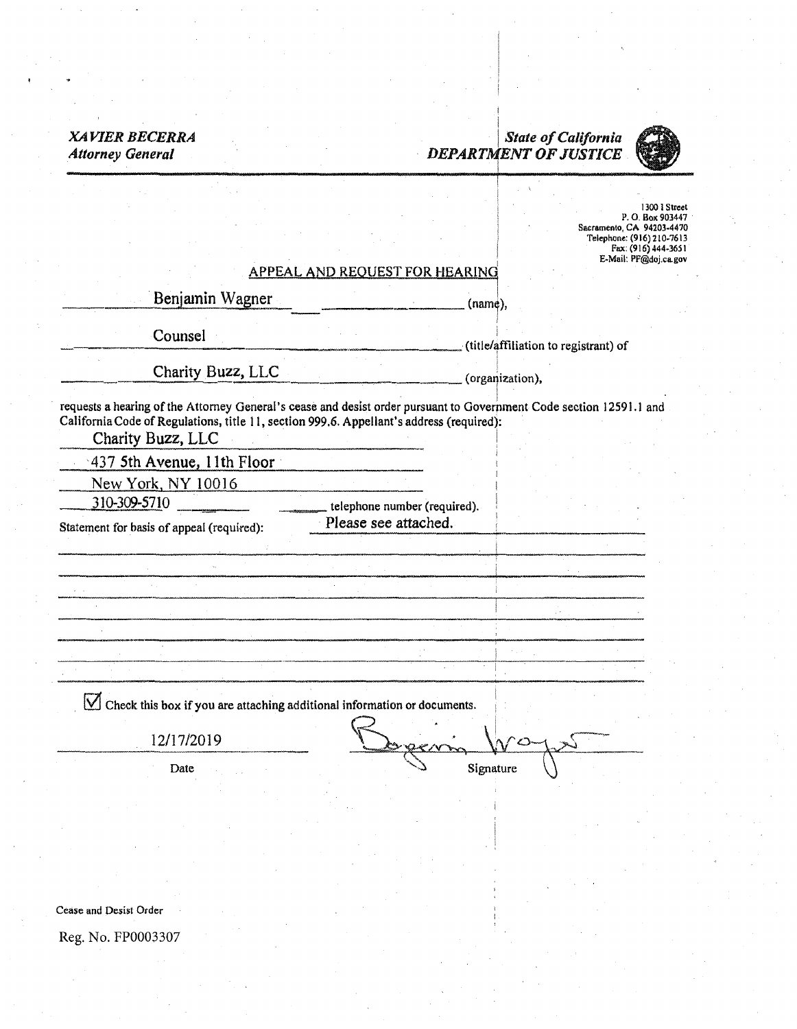*XAVIER BECERRA*
*Attorney General*

***State of California***
***DEPARTMENT OF JUSTICE***

1300 I Street
P. O. Box 903447
Sacramento, CA 94203-4470
Telephone: (916) 210-7613
Fax: (916) 444-3651
E-Mail: PF@doj.ca.gov

## APPEAL AND REQUEST FOR HEARING

Benjamin Wagner (name),

Counsel (title/affiliation to registrant) of

Charity Buzz, LLC (organization),

requests a hearing of the Attorney General's cease and desist order pursuant to Government Code section 12591.1 and California Code of Regulations, title 11, section 999.6. Appellant's address (required):

Charity Buzz, LLC
437 5th Avenue, 11th Floor
New York, NY 10016

310-309-5710 telephone number (required).

Statement for basis of appeal (required): Please see attached.

☑ Check this box if you are attaching additional information or documents.

12/17/2019
Date

[Signature]
Signature

Cease and Desist Order

Reg. No. FP0003307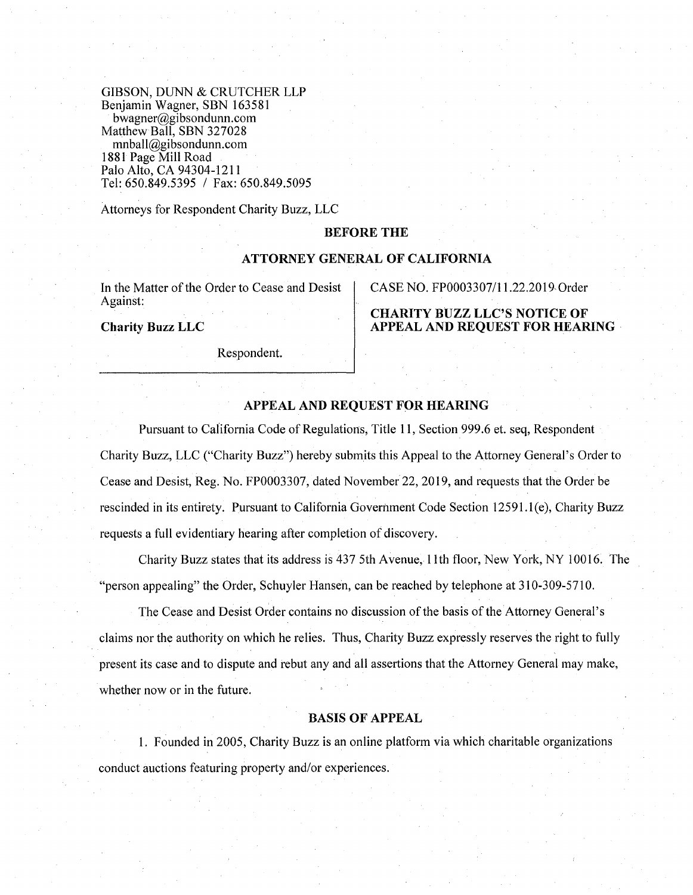GIBSON, DUNN & CRUTCHER LLP
Benjamin Wagner, SBN 163581
bwagner@gibsondunn.com
Matthew Ball, SBN 327028
mnball@gibsondunn.com
1881 Page Mill Road
Palo Alto, CA 94304-1211
Tel: 650.849.5395 / Fax: 650.849.5095

Attorneys for Respondent Charity Buzz, LLC

**BEFORE THE**

**ATTORNEY GENERAL OF CALIFORNIA**

In the Matter of the Order to Cease and Desist Against:

**Charity Buzz LLC**

Respondent.

CASE NO. FP0003307/11.22.2019 Order

**CHARITY BUZZ LLC'S NOTICE OF APPEAL AND REQUEST FOR HEARING**

## APPEAL AND REQUEST FOR HEARING

Pursuant to California Code of Regulations, Title 11, Section 999.6 et. seq, Respondent Charity Buzz, LLC ("Charity Buzz") hereby submits this Appeal to the Attorney General's Order to Cease and Desist, Reg. No. FP0003307, dated November 22, 2019, and requests that the Order be rescinded in its entirety. Pursuant to California Government Code Section 12591.1(e), Charity Buzz requests a full evidentiary hearing after completion of discovery.

Charity Buzz states that its address is 437 5th Avenue, 11th floor, New York, NY 10016. The "person appealing" the Order, Schuyler Hansen, can be reached by telephone at 310-309-5710.

The Cease and Desist Order contains no discussion of the basis of the Attorney General's claims nor the authority on which he relies. Thus, Charity Buzz expressly reserves the right to fully present its case and to dispute and rebut any and all assertions that the Attorney General may make, whether now or in the future.

## BASIS OF APPEAL

1. Founded in 2005, Charity Buzz is an online platform via which charitable organizations conduct auctions featuring property and/or experiences.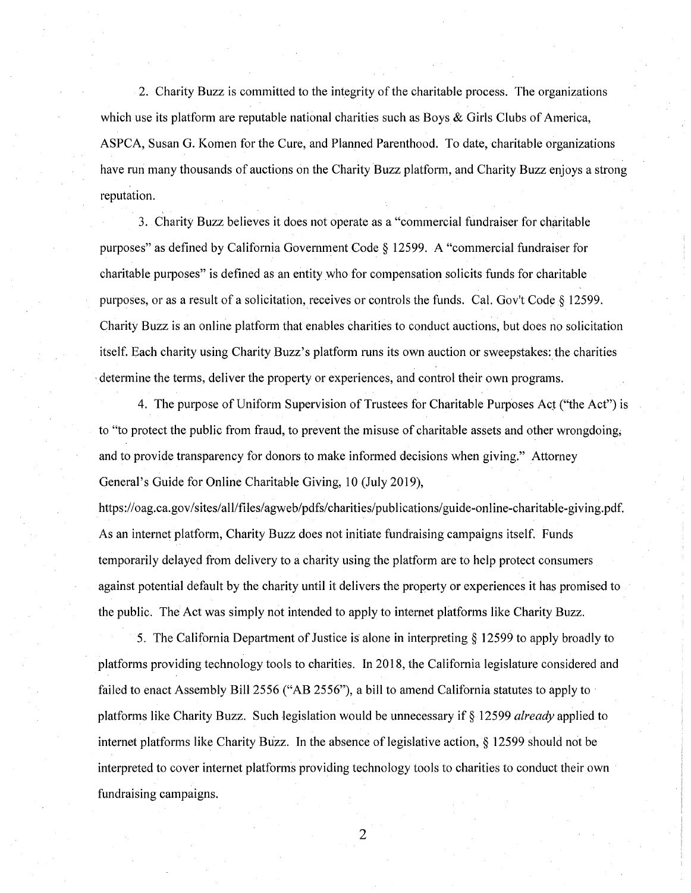2. Charity Buzz is committed to the integrity of the charitable process. The organizations which use its platform are reputable national charities such as Boys & Girls Clubs of America, ASPCA, Susan G. Komen for the Cure, and Planned Parenthood. To date, charitable organizations have run many thousands of auctions on the Charity Buzz platform, and Charity Buzz enjoys a strong reputation.

3. Charity Buzz believes it does not operate as a "commercial fundraiser for charitable purposes" as defined by California Government Code § 12599. A "commercial fundraiser for charitable purposes" is defined as an entity who for compensation solicits funds for charitable purposes, or as a result of a solicitation, receives or controls the funds. Cal. Gov't Code § 12599. Charity Buzz is an online platform that enables charities to conduct auctions, but does no solicitation itself. Each charity using Charity Buzz's platform runs its own auction or sweepstakes: the charities determine the terms, deliver the property or experiences, and control their own programs.

4. The purpose of Uniform Supervision of Trustees for Charitable Purposes Act ("the Act") is to "to protect the public from fraud, to prevent the misuse of charitable assets and other wrongdoing, and to provide transparency for donors to make informed decisions when giving." Attorney General's Guide for Online Charitable Giving, 10 (July 2019), https://oag.ca.gov/sites/all/files/agweb/pdfs/charities/publications/guide-online-charitable-giving.pdf. As an internet platform, Charity Buzz does not initiate fundraising campaigns itself. Funds temporarily delayed from delivery to a charity using the platform are to help protect consumers against potential default by the charity until it delivers the property or experiences it has promised to the public. The Act was simply not intended to apply to internet platforms like Charity Buzz.

5. The California Department of Justice is alone in interpreting § 12599 to apply broadly to platforms providing technology tools to charities. In 2018, the California legislature considered and failed to enact Assembly Bill 2556 ("AB 2556"), a bill to amend California statutes to apply to platforms like Charity Buzz. Such legislation would be unnecessary if § 12599 *already* applied to internet platforms like Charity Buzz. In the absence of legislative action, § 12599 should not be interpreted to cover internet platforms providing technology tools to charities to conduct their own fundraising campaigns.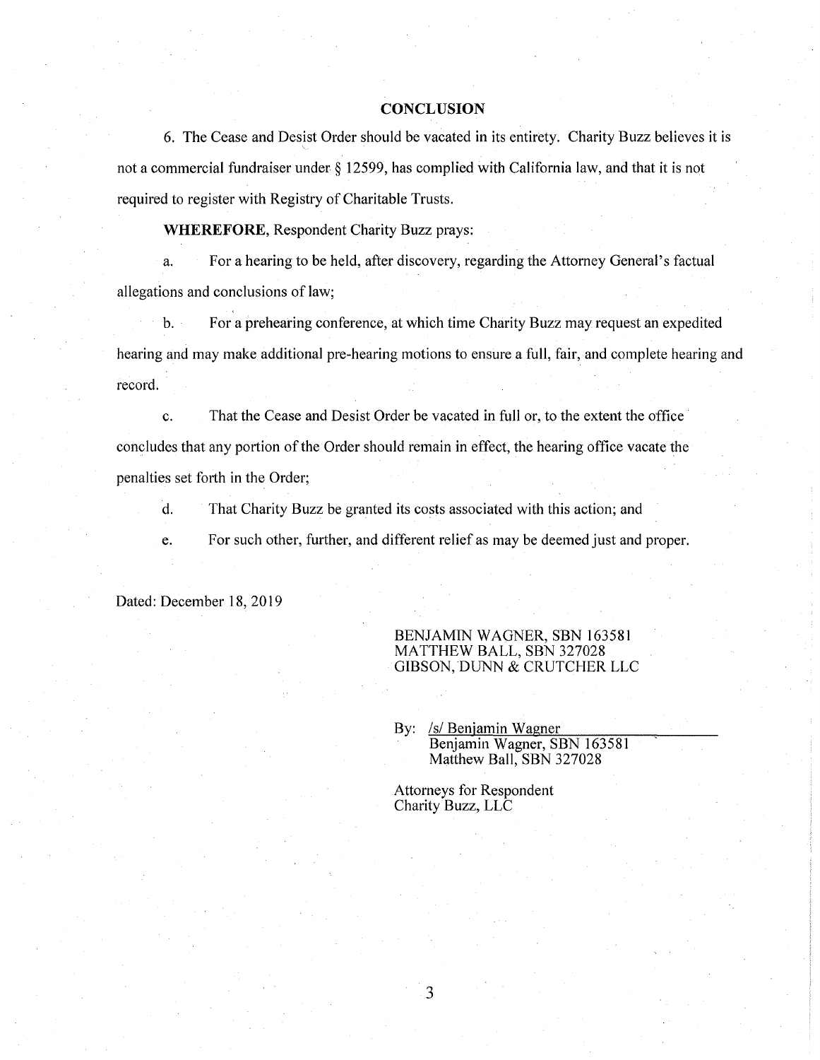## CONCLUSION

6. The Cease and Desist Order should be vacated in its entirety. Charity Buzz believes it is not a commercial fundraiser under § 12599, has complied with California law, and that it is not required to register with Registry of Charitable Trusts.

**WHEREFORE,** Respondent Charity Buzz prays:

a. For a hearing to be held, after discovery, regarding the Attorney General's factual allegations and conclusions of law;

b. For a prehearing conference, at which time Charity Buzz may request an expedited hearing and may make additional pre-hearing motions to ensure a full, fair, and complete hearing and record.

c. That the Cease and Desist Order be vacated in full or, to the extent the office concludes that any portion of the Order should remain in effect, the hearing office vacate the penalties set forth in the Order;

d. That Charity Buzz be granted its costs associated with this action; and

e. For such other, further, and different relief as may be deemed just and proper.

Dated: December 18, 2019

BENJAMIN WAGNER, SBN 163581
MATTHEW BALL, SBN 327028
GIBSON, DUNN & CRUTCHER LLC

By: /s/ Benjamin Wagner
Benjamin Wagner, SBN 163581
Matthew Ball, SBN 327028

Attorneys for Respondent
Charity Buzz, LLC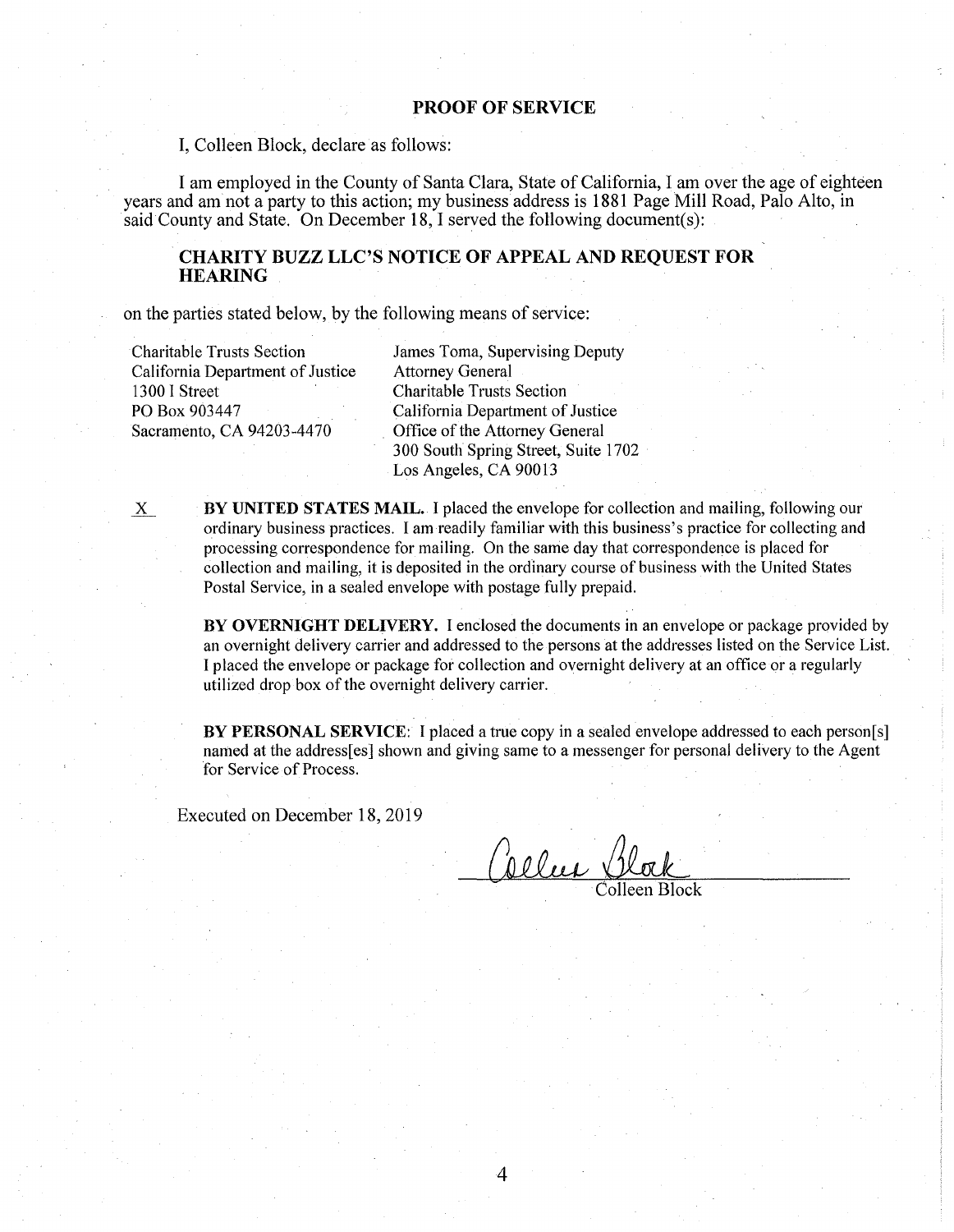# PROOF OF SERVICE

I, Colleen Block, declare as follows:

I am employed in the County of Santa Clara, State of California, I am over the age of eighteen years and am not a party to this action; my business address is 1881 Page Mill Road, Palo Alto, in said County and State. On December 18, I served the following document(s):

**CHARITY BUZZ LLC'S NOTICE OF APPEAL AND REQUEST FOR HEARING**

on the parties stated below, by the following means of service:

Charitable Trusts Section
California Department of Justice
1300 I Street
PO Box 903447
Sacramento, CA 94203-4470

James Toma, Supervising Deputy
Attorney General
Charitable Trusts Section
California Department of Justice
Office of the Attorney General
300 South Spring Street, Suite 1702
Los Angeles, CA 90013

X **BY UNITED STATES MAIL.** I placed the envelope for collection and mailing, following our ordinary business practices. I am readily familiar with this business's practice for collecting and processing correspondence for mailing. On the same day that correspondence is placed for collection and mailing, it is deposited in the ordinary course of business with the United States Postal Service, in a sealed envelope with postage fully prepaid.

**BY OVERNIGHT DELIVERY.** I enclosed the documents in an envelope or package provided by an overnight delivery carrier and addressed to the persons at the addresses listed on the Service List. I placed the envelope or package for collection and overnight delivery at an office or a regularly utilized drop box of the overnight delivery carrier.

**BY PERSONAL SERVICE**: I placed a true copy in a sealed envelope addressed to each person[s] named at the address[es] shown and giving same to a messenger for personal delivery to the Agent for Service of Process.

Executed on December 18, 2019

Colleen Block